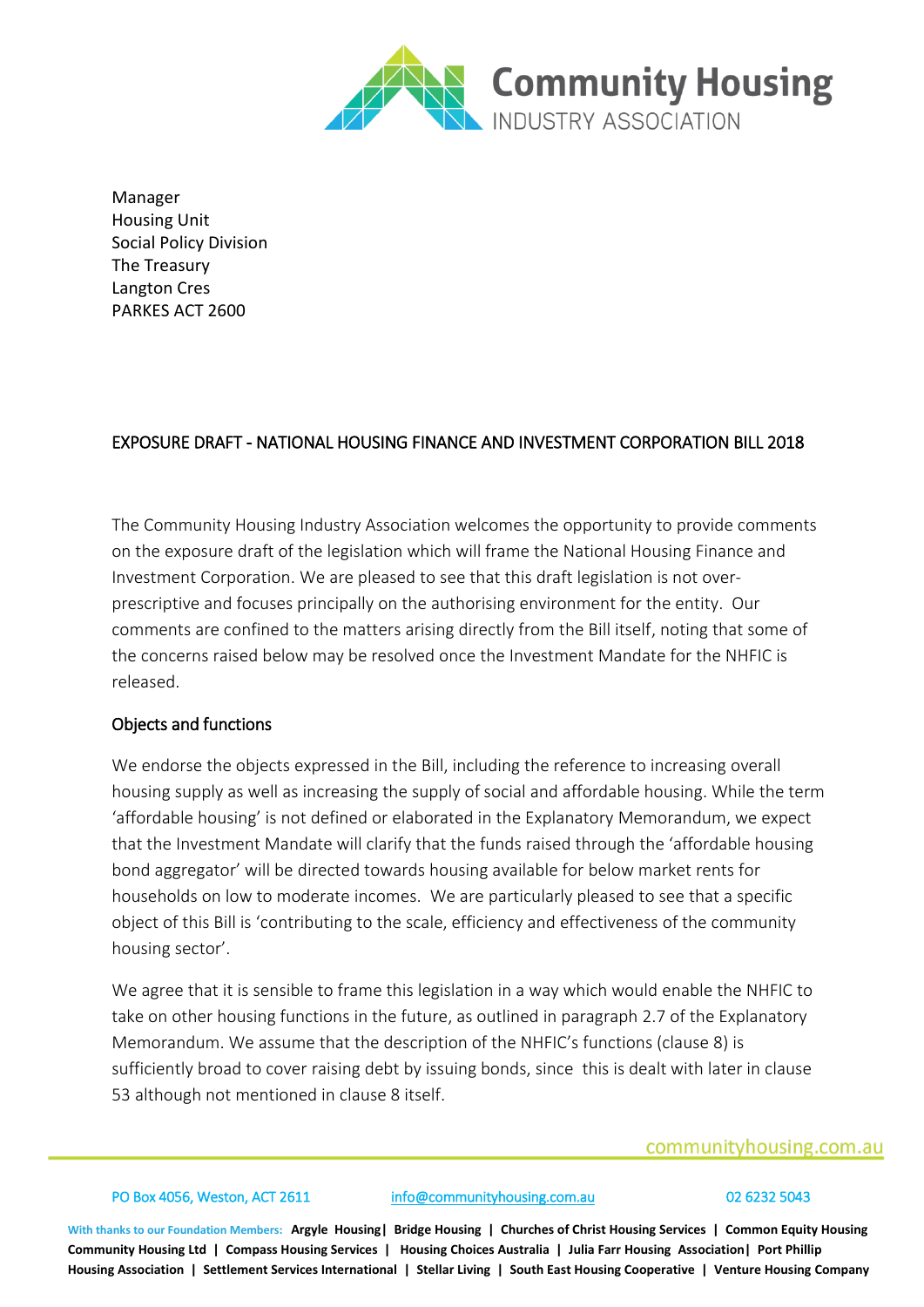Manager
Housing Unit
Social Policy Division
The Treasury
Langton Cres
PARKES ACT 2600

EXPOSURE DRAFT - NATIONAL HOUSING FINANCE AND INVESTMENT CORPORATION BILL 2018

The Community Housing Industry Association welcomes the opportunity to provide comments on the exposure draft of the legislation which will frame the National Housing Finance and Investment Corporation. We are pleased to see that this draft legislation is not over-prescriptive and focuses principally on the authorising environment for the entity. Our comments are confined to the matters arising directly from the Bill itself, noting that some of the concerns raised below may be resolved once the Investment Mandate for the NHFIC is released.

## Objects and functions

We endorse the objects expressed in the Bill, including the reference to increasing overall housing supply as well as increasing the supply of social and affordable housing. While the term 'affordable housing' is not defined or elaborated in the Explanatory Memorandum, we expect that the Investment Mandate will clarify that the funds raised through the 'affordable housing bond aggregator' will be directed towards housing available for below market rents for households on low to moderate incomes. We are particularly pleased to see that a specific object of this Bill is 'contributing to the scale, efficiency and effectiveness of the community housing sector'.

We agree that it is sensible to frame this legislation in a way which would enable the NHFIC to take on other housing functions in the future, as outlined in paragraph 2.7 of the Explanatory Memorandum. We assume that the description of the NHFIC's functions (clause 8) is sufficiently broad to cover raising debt by issuing bonds, since this is dealt with later in clause 53 although not mentioned in clause 8 itself.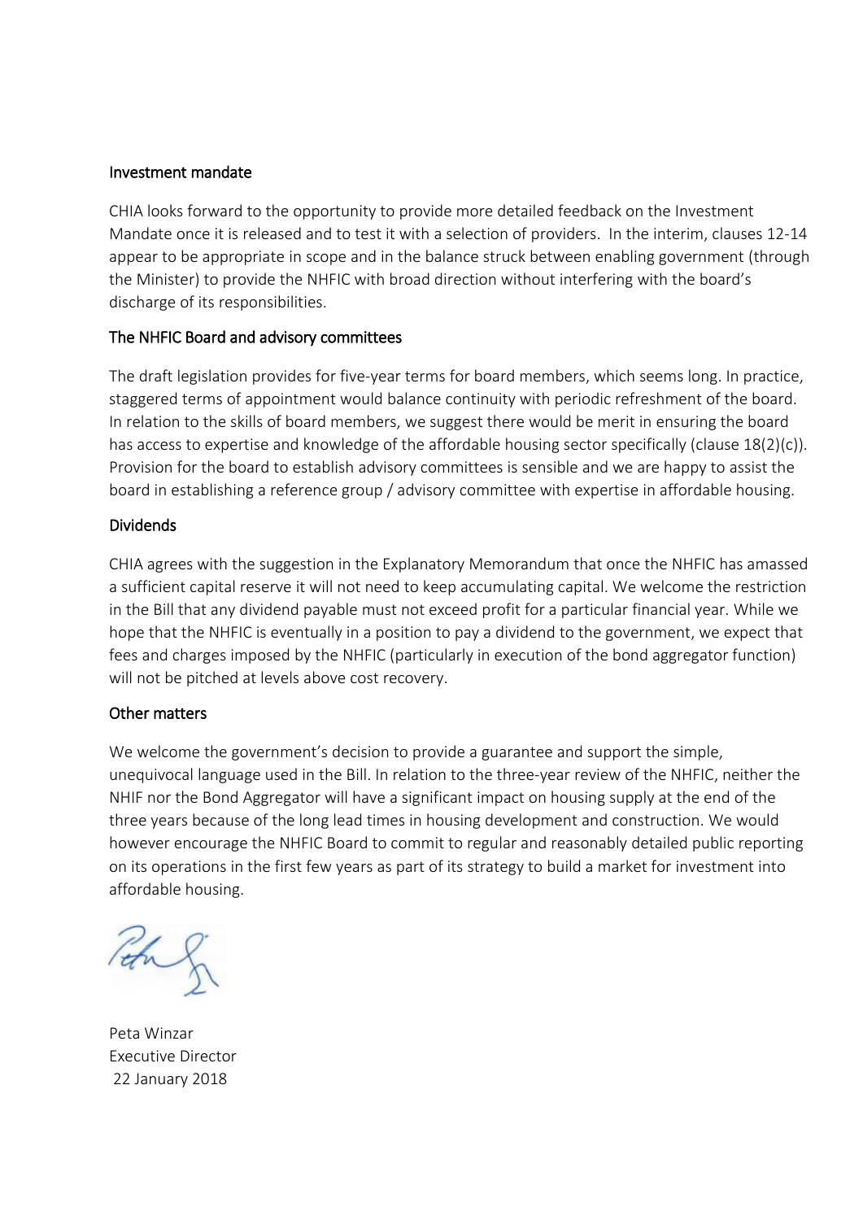## Investment mandate

CHIA looks forward to the opportunity to provide more detailed feedback on the Investment Mandate once it is released and to test it with a selection of providers. In the interim, clauses 12-14 appear to be appropriate in scope and in the balance struck between enabling government (through the Minister) to provide the NHFIC with broad direction without interfering with the board's discharge of its responsibilities.

## The NHFIC Board and advisory committees

The draft legislation provides for five-year terms for board members, which seems long. In practice, staggered terms of appointment would balance continuity with periodic refreshment of the board. In relation to the skills of board members, we suggest there would be merit in ensuring the board has access to expertise and knowledge of the affordable housing sector specifically (clause 18(2)(c)). Provision for the board to establish advisory committees is sensible and we are happy to assist the board in establishing a reference group / advisory committee with expertise in affordable housing.

## Dividends

CHIA agrees with the suggestion in the Explanatory Memorandum that once the NHFIC has amassed a sufficient capital reserve it will not need to keep accumulating capital. We welcome the restriction in the Bill that any dividend payable must not exceed profit for a particular financial year. While we hope that the NHFIC is eventually in a position to pay a dividend to the government, we expect that fees and charges imposed by the NHFIC (particularly in execution of the bond aggregator function) will not be pitched at levels above cost recovery.

## Other matters

We welcome the government's decision to provide a guarantee and support the simple, unequivocal language used in the Bill. In relation to the three-year review of the NHFIC, neither the NHIF nor the Bond Aggregator will have a significant impact on housing supply at the end of the three years because of the long lead times in housing development and construction. We would however encourage the NHFIC Board to commit to regular and reasonably detailed public reporting on its operations in the first few years as part of its strategy to build a market for investment into affordable housing.

Peta Winzar
Executive Director
22 January 2018